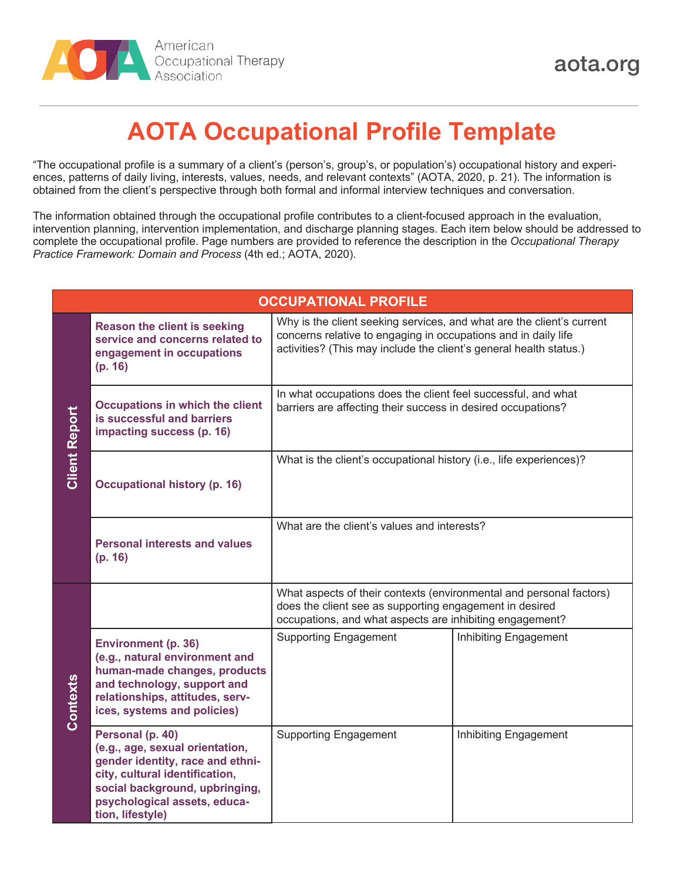# AOTA Occupational Profile Template

"The occupational profile is a summary of a client's (person's, group's, or population's) occupational history and experiences, patterns of daily living, interests, values, needs, and relevant contexts" (AOTA, 2020, p. 21). The information is obtained from the client's perspective through both formal and informal interview techniques and conversation.

The information obtained through the occupational profile contributes to a client-focused approach in the evaluation, intervention planning, intervention implementation, and discharge planning stages. Each item below should be addressed to complete the occupational profile. Page numbers are provided to reference the description in the *Occupational Therapy Practice Framework: Domain and Process* (4th ed.; AOTA, 2020).

| OCCUPATIONAL PROFILE | | | |
|---|---|---|---|
| **Client Report** | **Reason the client is seeking service and concerns related to engagement in occupations (p. 16)** | Why is the client seeking services, and what are the client's current concerns relative to engaging in occupations and in daily life activities? (This may include the client's general health status.) | |
| | **Occupations in which the client is successful and barriers impacting success (p. 16)** | In what occupations does the client feel successful, and what barriers are affecting their success in desired occupations? | |
| | **Occupational history (p. 16)** | What is the client's occupational history (i.e., life experiences)? | |
| | **Personal interests and values (p. 16)** | What are the client's values and interests? | |
| **Contexts** | | What aspects of their contexts (environmental and personal factors) does the client see as supporting engagement in desired occupations, and what aspects are inhibiting engagement? | |
| | **Environment (p. 36) (e.g., natural environment and human-made changes, products and technology, support and relationships, attitudes, services, systems and policies)** | Supporting Engagement | Inhibiting Engagement |
| | **Personal (p. 40) (e.g., age, sexual orientation, gender identity, race and ethnicity, cultural identification, social background, upbringing, psychological assets, education, lifestyle)** | Supporting Engagement | Inhibiting Engagement |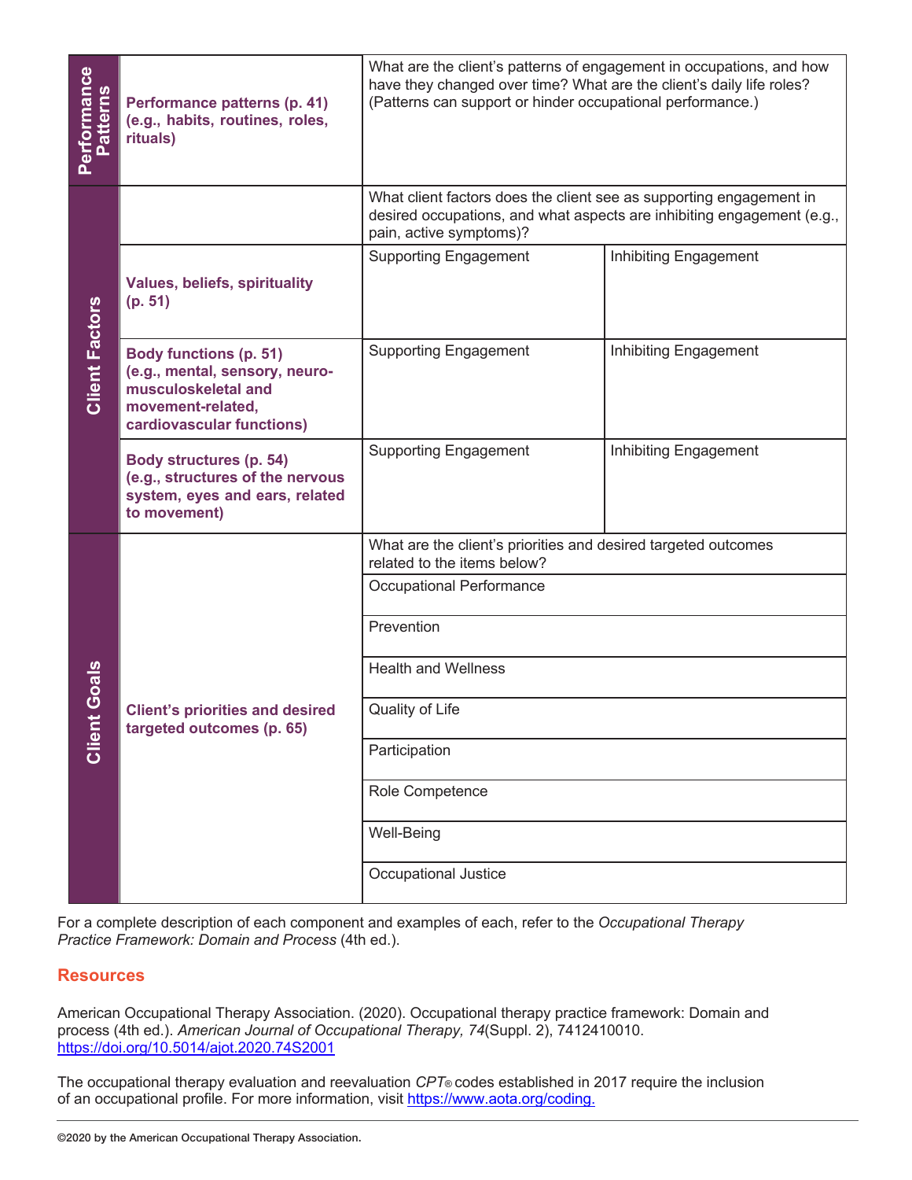| | | | |
|---|---|---|---|
| **Performance Patterns** | **Performance patterns (p. 41) (e.g., habits, routines, roles, rituals)** | What are the client's patterns of engagement in occupations, and how have they changed over time? What are the client's daily life roles? (Patterns can support or hinder occupational performance.) | |
| **Client Factors** | | What client factors does the client see as supporting engagement in desired occupations, and what aspects are inhibiting engagement (e.g., pain, active symptoms)? | |
| | **Values, beliefs, spirituality (p. 51)** | Supporting Engagement | Inhibiting Engagement |
| | **Body functions (p. 51) (e.g., mental, sensory, neuro-musculoskeletal and movement-related, cardiovascular functions)** | Supporting Engagement | Inhibiting Engagement |
| | **Body structures (p. 54) (e.g., structures of the nervous system, eyes and ears, related to movement)** | Supporting Engagement | Inhibiting Engagement |
| **Client Goals** | **Client's priorities and desired targeted outcomes (p. 65)** | What are the client's priorities and desired targeted outcomes related to the items below? | |
| | | Occupational Performance | |
| | | Prevention | |
| | | Health and Wellness | |
| | | Quality of Life | |
| | | Participation | |
| | | Role Competence | |
| | | Well-Being | |
| | | Occupational Justice | |

For a complete description of each component and examples of each, refer to the *Occupational Therapy Practice Framework: Domain and Process* (4th ed.).

## Resources

American Occupational Therapy Association. (2020). Occupational therapy practice framework: Domain and process (4th ed.). *American Journal of Occupational Therapy, 74*(Suppl. 2), 7412410010. https://doi.org/10.5014/ajot.2020.74S2001

The occupational therapy evaluation and reevaluation *CPT®* codes established in 2017 require the inclusion of an occupational profile. For more information, visit https://www.aota.org/coding.

©2020 by the American Occupational Therapy Association.